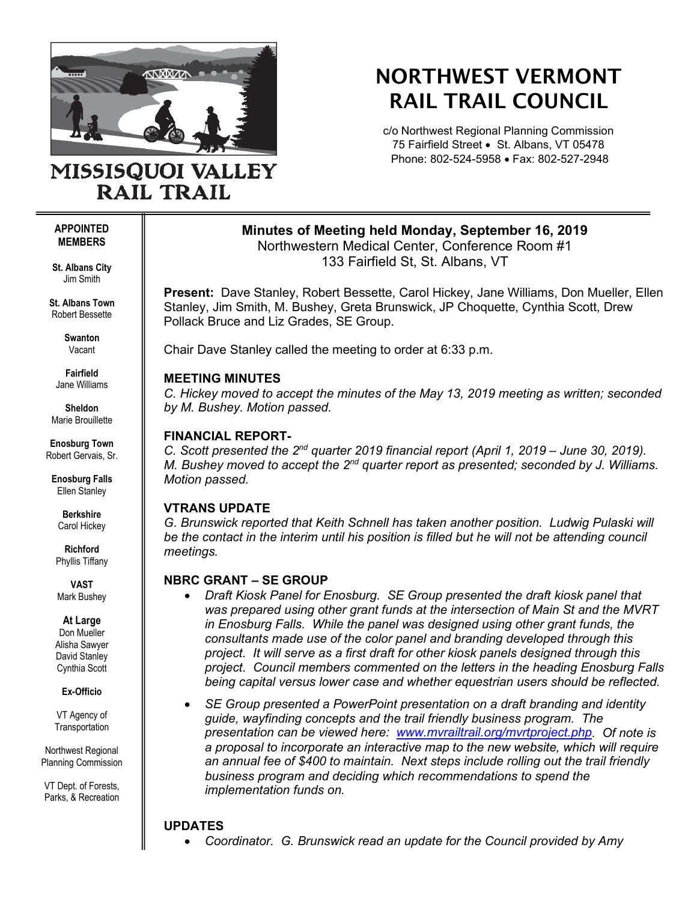# NORTHWEST VERMONT RAIL TRAIL COUNCIL

MISSISQUOI VALLEY RAIL TRAIL

c/o Northwest Regional Planning Commission
75 Fairfield Street • St. Albans, VT 05478
Phone: 802-524-5958 • Fax: 802-527-2948

**APPOINTED MEMBERS**

**St. Albans City**
Jim Smith

**St. Albans Town**
Robert Bessette

**Swanton**
Vacant

**Fairfield**
Jane Williams

**Sheldon**
Marie Brouillette

**Enosburg Town**
Robert Gervais, Sr.

**Enosburg Falls**
Ellen Stanley

**Berkshire**
Carol Hickey

**Richford**
Phyllis Tiffany

**VAST**
Mark Bushey

**At Large**
Don Mueller
Alisha Sawyer
David Stanley
Cynthia Scott

**Ex-Officio**

VT Agency of Transportation

Northwest Regional Planning Commission

VT Dept. of Forests, Parks, & Recreation

## Minutes of Meeting held Monday, September 16, 2019

Northwestern Medical Center, Conference Room #1
133 Fairfield St, St. Albans, VT

**Present:** Dave Stanley, Robert Bessette, Carol Hickey, Jane Williams, Don Mueller, Ellen Stanley, Jim Smith, M. Bushey, Greta Brunswick, JP Choquette, Cynthia Scott, Drew Pollack Bruce and Liz Grades, SE Group.

Chair Dave Stanley called the meeting to order at 6:33 p.m.

### MEETING MINUTES

*C. Hickey moved to accept the minutes of the May 13, 2019 meeting as written; seconded by M. Bushey. Motion passed.*

### FINANCIAL REPORT-

*C. Scott presented the 2nd quarter 2019 financial report (April 1, 2019 – June 30, 2019). M. Bushey moved to accept the 2nd quarter report as presented; seconded by J. Williams. Motion passed.*

### VTRANS UPDATE

*G. Brunswick reported that Keith Schnell has taken another position. Ludwig Pulaski will be the contact in the interim until his position is filled but he will not be attending council meetings.*

### NBRC GRANT – SE GROUP

- *Draft Kiosk Panel for Enosburg. SE Group presented the draft kiosk panel that was prepared using other grant funds at the intersection of Main St and the MVRT in Enosburg Falls. While the panel was designed using other grant funds, the consultants made use of the color panel and branding developed through this project. It will serve as a first draft for other kiosk panels designed through this project. Council members commented on the letters in the heading Enosburg Falls being capital versus lower case and whether equestrian users should be reflected.*
- *SE Group presented a PowerPoint presentation on a draft branding and identity guide, wayfinding concepts and the trail friendly business program. The presentation can be viewed here: www.mvrailtrail.org/mvrtproject.php. Of note is a proposal to incorporate an interactive map to the new website, which will require an annual fee of $400 to maintain. Next steps include rolling out the trail friendly business program and deciding which recommendations to spend the implementation funds on.*

### UPDATES

- *Coordinator. G. Brunswick read an update for the Council provided by Amy*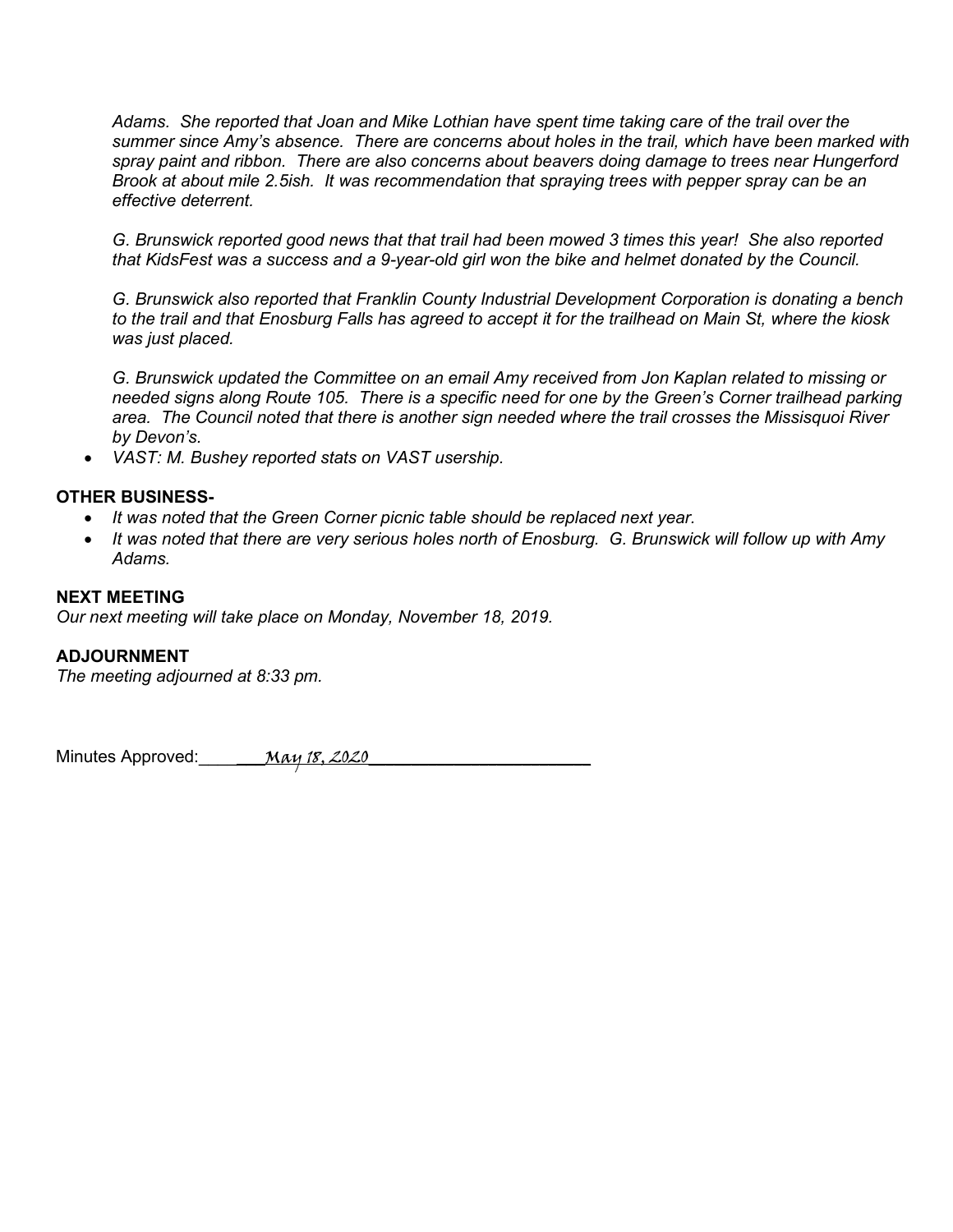*Adams. She reported that Joan and Mike Lothian have spent time taking care of the trail over the summer since Amy's absence. There are concerns about holes in the trail, which have been marked with spray paint and ribbon. There are also concerns about beavers doing damage to trees near Hungerford Brook at about mile 2.5ish. It was recommendation that spraying trees with pepper spray can be an effective deterrent.*

*G. Brunswick reported good news that that trail had been mowed 3 times this year! She also reported that KidsFest was a success and a 9-year-old girl won the bike and helmet donated by the Council.*

*G. Brunswick also reported that Franklin County Industrial Development Corporation is donating a bench to the trail and that Enosburg Falls has agreed to accept it for the trailhead on Main St, where the kiosk was just placed.*

*G. Brunswick updated the Committee on an email Amy received from Jon Kaplan related to missing or needed signs along Route 105. There is a specific need for one by the Green's Corner trailhead parking area. The Council noted that there is another sign needed where the trail crosses the Missisquoi River by Devon's.*

- *VAST: M. Bushey reported stats on VAST usership.*

**OTHER BUSINESS-**

- *It was noted that the Green Corner picnic table should be replaced next year.*
- *It was noted that there are very serious holes north of Enosburg. G. Brunswick will follow up with Amy Adams.*

**NEXT MEETING**

*Our next meeting will take place on Monday, November 18, 2019.*

**ADJOURNMENT**

*The meeting adjourned at 8:33 pm.*

Minutes Approved: May 18, 2020